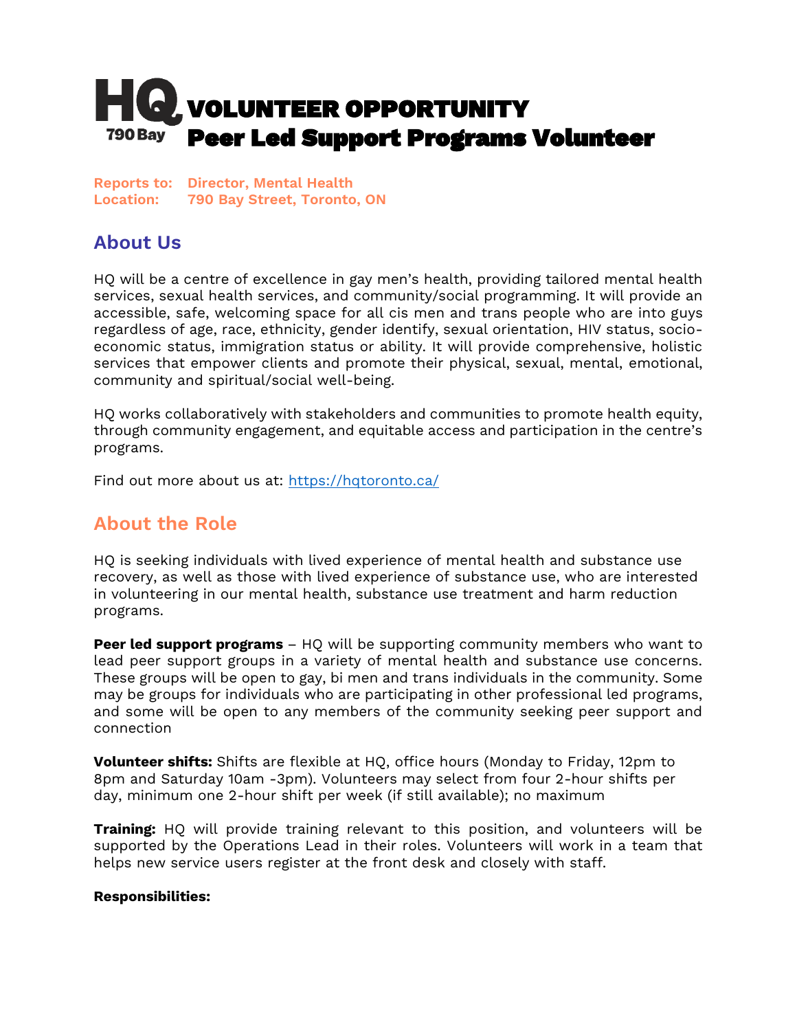# HQ 790 Bay VOLUNTEER OPPORTUNITY

## Peer Led Support Programs Volunteer

**Reports to:** Director, Mental Health
**Location:** 790 Bay Street, Toronto, ON

## About Us

HQ will be a centre of excellence in gay men's health, providing tailored mental health services, sexual health services, and community/social programming. It will provide an accessible, safe, welcoming space for all cis men and trans people who are into guys regardless of age, race, ethnicity, gender identify, sexual orientation, HIV status, socio-economic status, immigration status or ability. It will provide comprehensive, holistic services that empower clients and promote their physical, sexual, mental, emotional, community and spiritual/social well-being.

HQ works collaboratively with stakeholders and communities to promote health equity, through community engagement, and equitable access and participation in the centre's programs.

Find out more about us at: https://hqtoronto.ca/

## About the Role

HQ is seeking individuals with lived experience of mental health and substance use recovery, as well as those with lived experience of substance use, who are interested in volunteering in our mental health, substance use treatment and harm reduction programs.

**Peer led support programs** – HQ will be supporting community members who want to lead peer support groups in a variety of mental health and substance use concerns. These groups will be open to gay, bi men and trans individuals in the community. Some may be groups for individuals who are participating in other professional led programs, and some will be open to any members of the community seeking peer support and connection

**Volunteer shifts:** Shifts are flexible at HQ, office hours (Monday to Friday, 12pm to 8pm and Saturday 10am -3pm). Volunteers may select from four 2-hour shifts per day, minimum one 2-hour shift per week (if still available); no maximum

**Training:** HQ will provide training relevant to this position, and volunteers will be supported by the Operations Lead in their roles. Volunteers will work in a team that helps new service users register at the front desk and closely with staff.

**Responsibilities:**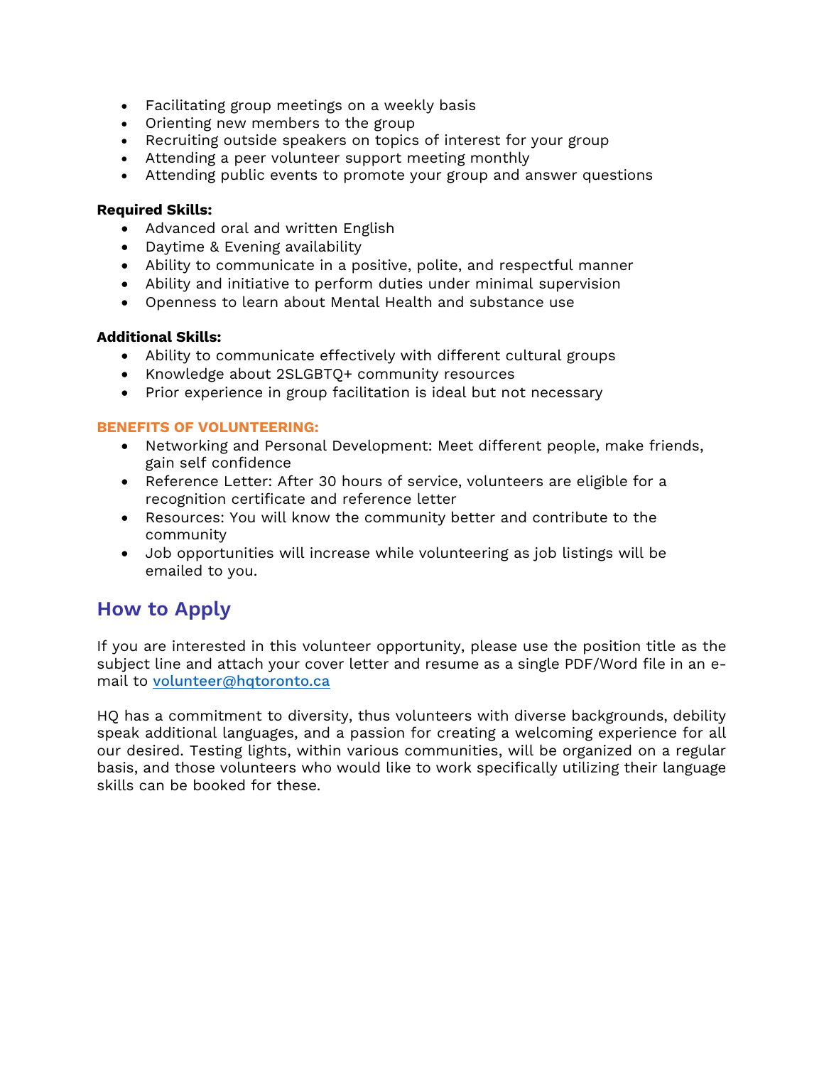- Facilitating group meetings on a weekly basis
- Orienting new members to the group
- Recruiting outside speakers on topics of interest for your group
- Attending a peer volunteer support meeting monthly
- Attending public events to promote your group and answer questions

**Required Skills:**

- Advanced oral and written English
- Daytime & Evening availability
- Ability to communicate in a positive, polite, and respectful manner
- Ability and initiative to perform duties under minimal supervision
- Openness to learn about Mental Health and substance use

**Additional Skills:**

- Ability to communicate effectively with different cultural groups
- Knowledge about 2SLGBTQ+ community resources
- Prior experience in group facilitation is ideal but not necessary

**BENEFITS OF VOLUNTEERING:**

- Networking and Personal Development: Meet different people, make friends, gain self confidence
- Reference Letter: After 30 hours of service, volunteers are eligible for a recognition certificate and reference letter
- Resources: You will know the community better and contribute to the community
- Job opportunities will increase while volunteering as job listings will be emailed to you.

## How to Apply

If you are interested in this volunteer opportunity, please use the position title as the subject line and attach your cover letter and resume as a single PDF/Word file in an e-mail to volunteer@hqtoronto.ca

HQ has a commitment to diversity, thus volunteers with diverse backgrounds, debility speak additional languages, and a passion for creating a welcoming experience for all our desired. Testing lights, within various communities, will be organized on a regular basis, and those volunteers who would like to work specifically utilizing their language skills can be booked for these.